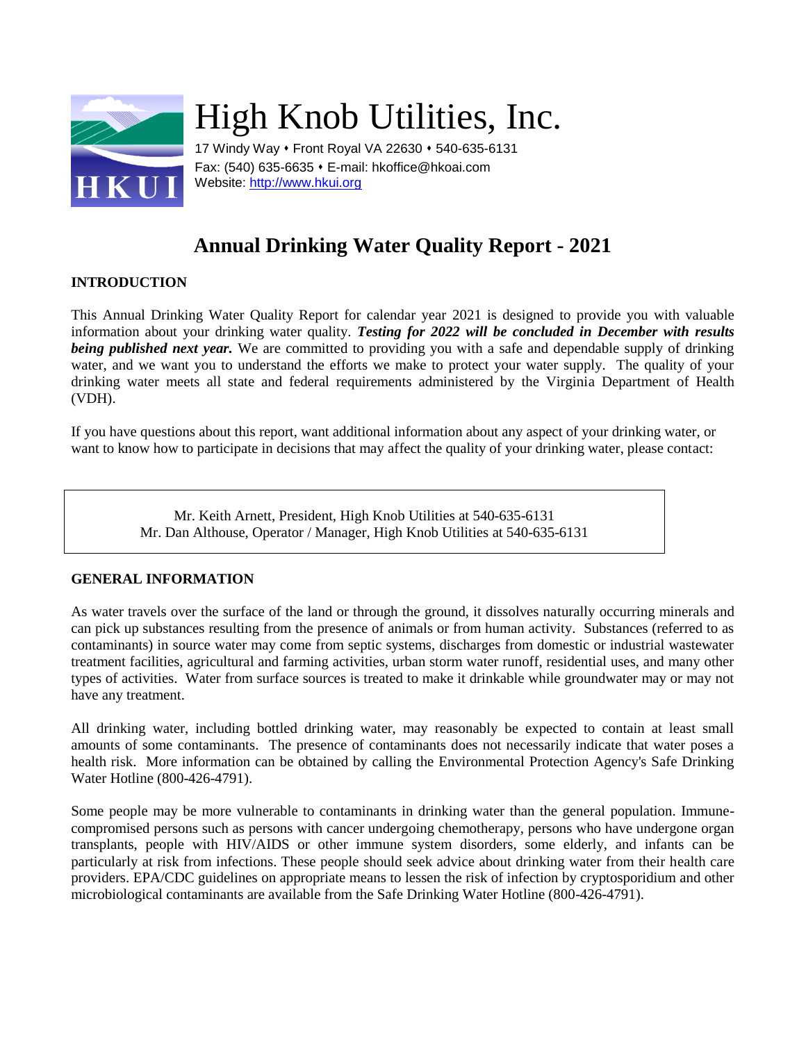# High Knob Utilities, Inc.

17 Windy Way • Front Royal VA 22630 • 540-635-6131
Fax: (540) 635-6635 • E-mail: hkoffice@hkoai.com
Website: [http://www.hkui.org](http://www.hkui.org)

## Annual Drinking Water Quality Report - 2021

### INTRODUCTION

This Annual Drinking Water Quality Report for calendar year 2021 is designed to provide you with valuable information about your drinking water quality. ***Testing for 2022 will be concluded in December with results being published next year.*** We are committed to providing you with a safe and dependable supply of drinking water, and we want you to understand the efforts we make to protect your water supply. The quality of your drinking water meets all state and federal requirements administered by the Virginia Department of Health (VDH).

If you have questions about this report, want additional information about any aspect of your drinking water, or want to know how to participate in decisions that may affect the quality of your drinking water, please contact:

Mr. Keith Arnett, President, High Knob Utilities at 540-635-6131
Mr. Dan Althouse, Operator / Manager, High Knob Utilities at 540-635-6131

### GENERAL INFORMATION

As water travels over the surface of the land or through the ground, it dissolves naturally occurring minerals and can pick up substances resulting from the presence of animals or from human activity. Substances (referred to as contaminants) in source water may come from septic systems, discharges from domestic or industrial wastewater treatment facilities, agricultural and farming activities, urban storm water runoff, residential uses, and many other types of activities. Water from surface sources is treated to make it drinkable while groundwater may or may not have any treatment.

All drinking water, including bottled drinking water, may reasonably be expected to contain at least small amounts of some contaminants. The presence of contaminants does not necessarily indicate that water poses a health risk. More information can be obtained by calling the Environmental Protection Agency's Safe Drinking Water Hotline (800-426-4791).

Some people may be more vulnerable to contaminants in drinking water than the general population. Immune-compromised persons such as persons with cancer undergoing chemotherapy, persons who have undergone organ transplants, people with HIV/AIDS or other immune system disorders, some elderly, and infants can be particularly at risk from infections. These people should seek advice about drinking water from their health care providers. EPA/CDC guidelines on appropriate means to lessen the risk of infection by cryptosporidium and other microbiological contaminants are available from the Safe Drinking Water Hotline (800-426-4791).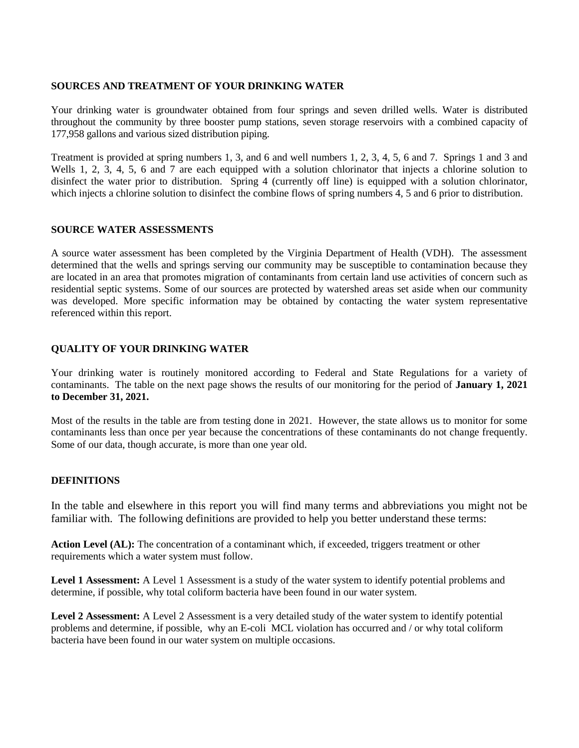## SOURCES AND TREATMENT OF YOUR DRINKING WATER

Your drinking water is groundwater obtained from four springs and seven drilled wells. Water is distributed throughout the community by three booster pump stations, seven storage reservoirs with a combined capacity of 177,958 gallons and various sized distribution piping.

Treatment is provided at spring numbers 1, 3, and 6 and well numbers 1, 2, 3, 4, 5, 6 and 7. Springs 1 and 3 and Wells 1, 2, 3, 4, 5, 6 and 7 are each equipped with a solution chlorinator that injects a chlorine solution to disinfect the water prior to distribution. Spring 4 (currently off line) is equipped with a solution chlorinator, which injects a chlorine solution to disinfect the combine flows of spring numbers 4, 5 and 6 prior to distribution.

## SOURCE WATER ASSESSMENTS

A source water assessment has been completed by the Virginia Department of Health (VDH). The assessment determined that the wells and springs serving our community may be susceptible to contamination because they are located in an area that promotes migration of contaminants from certain land use activities of concern such as residential septic systems. Some of our sources are protected by watershed areas set aside when our community was developed. More specific information may be obtained by contacting the water system representative referenced within this report.

## QUALITY OF YOUR DRINKING WATER

Your drinking water is routinely monitored according to Federal and State Regulations for a variety of contaminants. The table on the next page shows the results of our monitoring for the period of **January 1, 2021 to December 31, 2021.**

Most of the results in the table are from testing done in 2021. However, the state allows us to monitor for some contaminants less than once per year because the concentrations of these contaminants do not change frequently. Some of our data, though accurate, is more than one year old.

## DEFINITIONS

In the table and elsewhere in this report you will find many terms and abbreviations you might not be familiar with. The following definitions are provided to help you better understand these terms:

**Action Level (AL):** The concentration of a contaminant which, if exceeded, triggers treatment or other requirements which a water system must follow.

**Level 1 Assessment:** A Level 1 Assessment is a study of the water system to identify potential problems and determine, if possible, why total coliform bacteria have been found in our water system.

**Level 2 Assessment:** A Level 2 Assessment is a very detailed study of the water system to identify potential problems and determine, if possible, why an E-coli MCL violation has occurred and / or why total coliform bacteria have been found in our water system on multiple occasions.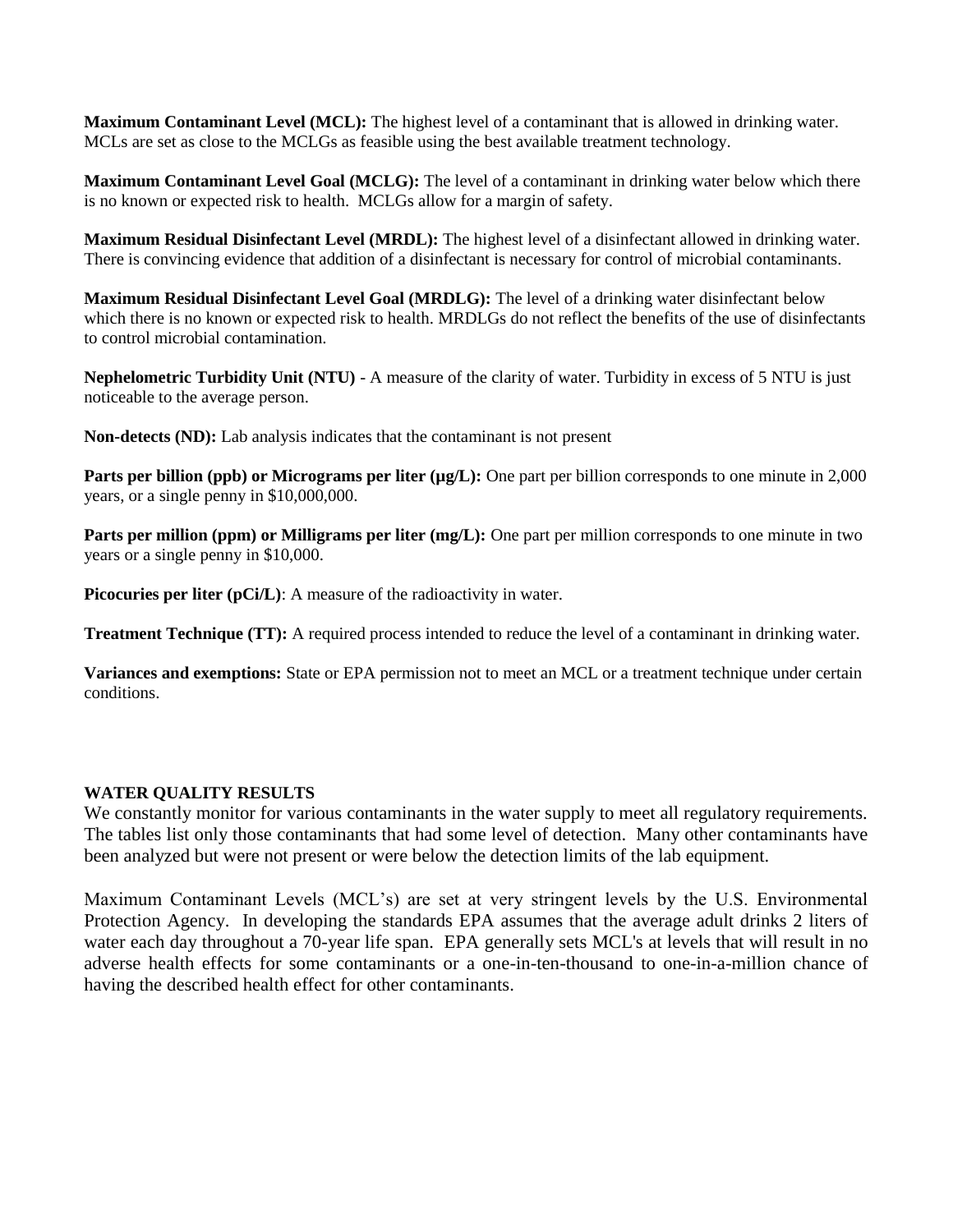**Maximum Contaminant Level (MCL):** The highest level of a contaminant that is allowed in drinking water. MCLs are set as close to the MCLGs as feasible using the best available treatment technology.

**Maximum Contaminant Level Goal (MCLG):** The level of a contaminant in drinking water below which there is no known or expected risk to health. MCLGs allow for a margin of safety.

**Maximum Residual Disinfectant Level (MRDL):** The highest level of a disinfectant allowed in drinking water. There is convincing evidence that addition of a disinfectant is necessary for control of microbial contaminants.

**Maximum Residual Disinfectant Level Goal (MRDLG):** The level of a drinking water disinfectant below which there is no known or expected risk to health. MRDLGs do not reflect the benefits of the use of disinfectants to control microbial contamination.

**Nephelometric Turbidity Unit (NTU)** - A measure of the clarity of water. Turbidity in excess of 5 NTU is just noticeable to the average person.

**Non-detects (ND):** Lab analysis indicates that the contaminant is not present

**Parts per billion (ppb) or Micrograms per liter (µg/L):** One part per billion corresponds to one minute in 2,000 years, or a single penny in $10,000,000.

**Parts per million (ppm) or Milligrams per liter (mg/L):** One part per million corresponds to one minute in two years or a single penny in $10,000.

**Picocuries per liter (pCi/L)**: A measure of the radioactivity in water.

**Treatment Technique (TT):** A required process intended to reduce the level of a contaminant in drinking water.

**Variances and exemptions:** State or EPA permission not to meet an MCL or a treatment technique under certain conditions.

**WATER QUALITY RESULTS**

We constantly monitor for various contaminants in the water supply to meet all regulatory requirements. The tables list only those contaminants that had some level of detection. Many other contaminants have been analyzed but were not present or were below the detection limits of the lab equipment.

Maximum Contaminant Levels (MCL's) are set at very stringent levels by the U.S. Environmental Protection Agency. In developing the standards EPA assumes that the average adult drinks 2 liters of water each day throughout a 70-year life span. EPA generally sets MCL's at levels that will result in no adverse health effects for some contaminants or a one-in-ten-thousand to one-in-a-million chance of having the described health effect for other contaminants.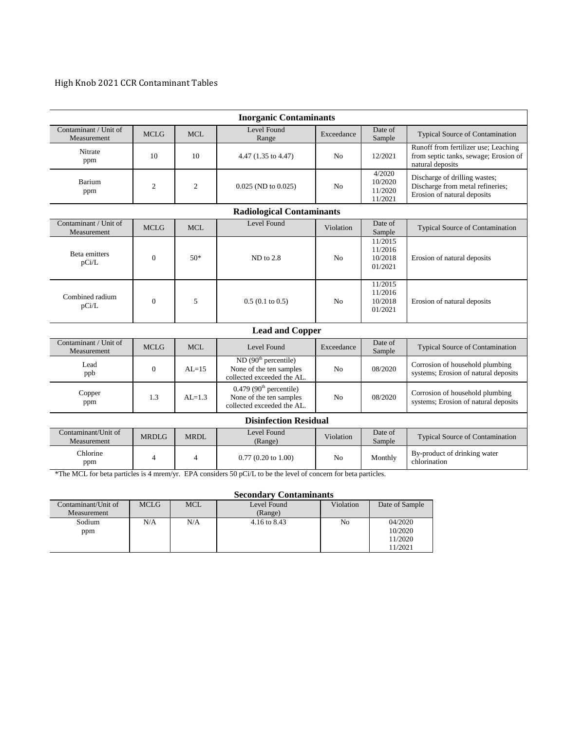High Knob 2021 CCR Contaminant Tables

| **Inorganic Contaminants** | | | | | | |
|---|---|---|---|---|---|---|
| Contaminant / Unit of Measurement | MCLG | MCL | Level Found Range | Exceedance | Date of Sample | Typical Source of Contamination |
| Nitrate ppm | 10 | 10 | 4.47 (1.35 to 4.47) | No | 12/2021 | Runoff from fertilizer use; Leaching from septic tanks, sewage; Erosion of natural deposits |
| Barium ppm | 2 | 2 | 0.025 (ND to 0.025) | No | 4/2020 10/2020 11/2020 11/2021 | Discharge of drilling wastes; Discharge from metal refineries; Erosion of natural deposits |
| **Radiological Contaminants** | | | | | | |
| Contaminant / Unit of Measurement | MCLG | MCL | Level Found | Violation | Date of Sample | Typical Source of Contamination |
| Beta emitters pCi/L | 0 | 50* | ND to 2.8 | No | 11/2015 11/2016 10/2018 01/2021 | Erosion of natural deposits |
| Combined radium pCi/L | 0 | 5 | 0.5 (0.1 to 0.5) | No | 11/2015 11/2016 10/2018 01/2021 | Erosion of natural deposits |
| **Lead and Copper** | | | | | | |
| Contaminant / Unit of Measurement | MCLG | MCL | Level Found | Exceedance | Date of Sample | Typical Source of Contamination |
| Lead ppb | 0 | AL=15 | ND (90th percentile) None of the ten samples collected exceeded the AL. | No | 08/2020 | Corrosion of household plumbing systems; Erosion of natural deposits |
| Copper ppm | 1.3 | AL=1.3 | 0.479 (90th percentile) None of the ten samples collected exceeded the AL. | No | 08/2020 | Corrosion of household plumbing systems; Erosion of natural deposits |
| **Disinfection Residual** | | | | | | |
| Contaminant/Unit of Measurement | MRDLG | MRDL | Level Found (Range) | Violation | Date of Sample | Typical Source of Contamination |
| Chlorine ppm | 4 | 4 | 0.77 (0.20 to 1.00) | No | Monthly | By-product of drinking water chlorination |

*The MCL for beta particles is 4 mrem/yr. EPA considers 50 pCi/L to be the level of concern for beta particles.

**Secondary Contaminants**

| Contaminant/Unit of Measurement | MCLG | MCL | Level Found (Range) | Violation | Date of Sample |
|---|---|---|---|---|---|
| Sodium ppm | N/A | N/A | 4.16 to 8.43 | No | 04/2020 10/2020 11/2020 11/2021 |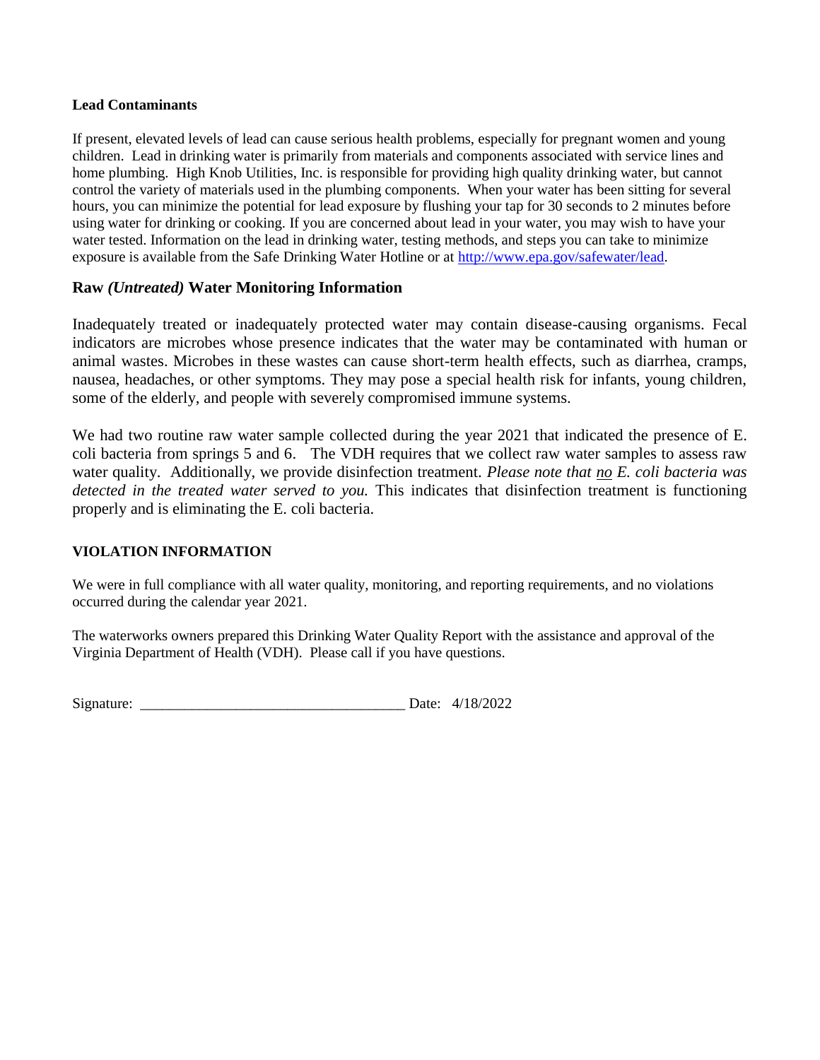**Lead Contaminants**

If present, elevated levels of lead can cause serious health problems, especially for pregnant women and young children. Lead in drinking water is primarily from materials and components associated with service lines and home plumbing. High Knob Utilities, Inc. is responsible for providing high quality drinking water, but cannot control the variety of materials used in the plumbing components. When your water has been sitting for several hours, you can minimize the potential for lead exposure by flushing your tap for 30 seconds to 2 minutes before using water for drinking or cooking. If you are concerned about lead in your water, you may wish to have your water tested. Information on the lead in drinking water, testing methods, and steps you can take to minimize exposure is available from the Safe Drinking Water Hotline or at [http://www.epa.gov/safewater/lead](http://www.epa.gov/safewater/lead).

## Raw *(Untreated)* Water Monitoring Information

Inadequately treated or inadequately protected water may contain disease-causing organisms. Fecal indicators are microbes whose presence indicates that the water may be contaminated with human or animal wastes. Microbes in these wastes can cause short-term health effects, such as diarrhea, cramps, nausea, headaches, or other symptoms. They may pose a special health risk for infants, young children, some of the elderly, and people with severely compromised immune systems.

We had two routine raw water sample collected during the year 2021 that indicated the presence of E. coli bacteria from springs 5 and 6. The VDH requires that we collect raw water samples to assess raw water quality. Additionally, we provide disinfection treatment. *Please note that no E. coli bacteria was detected in the treated water served to you.* This indicates that disinfection treatment is functioning properly and is eliminating the E. coli bacteria.

**VIOLATION INFORMATION**

We were in full compliance with all water quality, monitoring, and reporting requirements, and no violations occurred during the calendar year 2021.

The waterworks owners prepared this Drinking Water Quality Report with the assistance and approval of the Virginia Department of Health (VDH). Please call if you have questions.

Signature: ___________________________________ Date: 4/18/2022